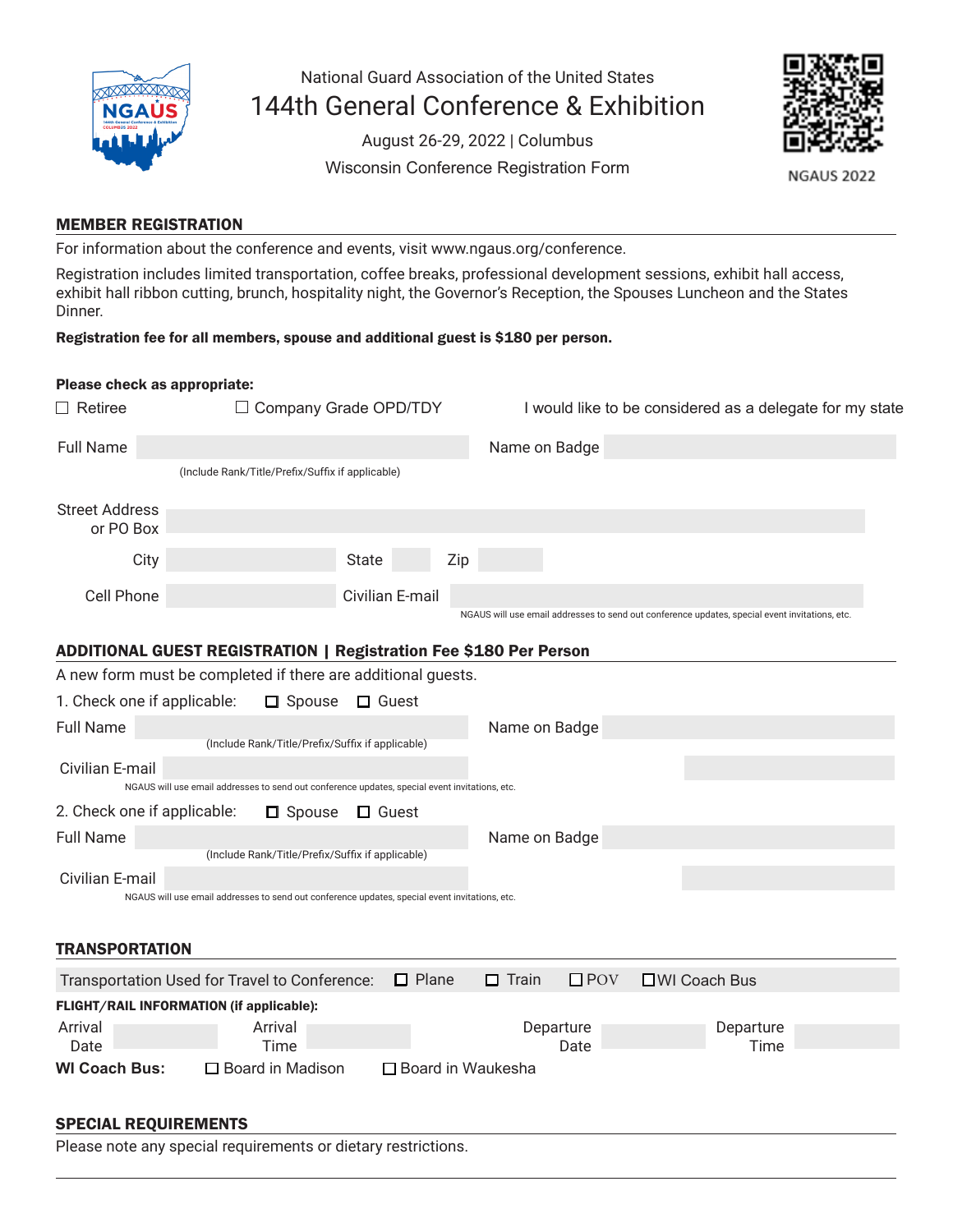National Guard Association of the United States

# 144th General Conference & Exhibition

August 26-29, 2022 | Columbus

Wisconsin Conference Registration Form

NGAUS 2022

## MEMBER REGISTRATION

For information about the conference and events, visit www.ngaus.org/conference.

Registration includes limited transportation, coffee breaks, professional development sessions, exhibit hall access, exhibit hall ribbon cutting, brunch, hospitality night, the Governor's Reception, the Spouses Luncheon and the States Dinner.

**Registration fee for all members, spouse and additional guest is $180 per person.**

**Please check as appropriate:**

☐ Retiree ☐ Company Grade OPD/TDY I would like to be considered as a delegate for my state

Full Name ____________ Name on Badge ____________

(Include Rank/Title/Prefix/Suffix if applicable)

Street Address or PO Box ____________

City ____________ State ____ Zip ____

Cell Phone ____________ Civilian E-mail ____________

NGAUS will use email addresses to send out conference updates, special event invitations, etc.

## ADDITIONAL GUEST REGISTRATION | Registration Fee $180 Per Person

A new form must be completed if there are additional guests.

1. Check one if applicable: ☐ Spouse ☐ Guest

Full Name ____________ Name on Badge ____________

(Include Rank/Title/Prefix/Suffix if applicable)

Civilian E-mail ____________

NGAUS will use email addresses to send out conference updates, special event invitations, etc.

2. Check one if applicable: ☐ Spouse ☐ Guest

Full Name ____________ Name on Badge ____________

(Include Rank/Title/Prefix/Suffix if applicable)

Civilian E-mail ____________

NGAUS will use email addresses to send out conference updates, special event invitations, etc.

## TRANSPORTATION

Transportation Used for Travel to Conference: ☐ Plane ☐ Train ☐ POV ☐ WI Coach Bus

**FLIGHT/RAIL INFORMATION (if applicable):**

Arrival Date ____ Arrival Time ____ Departure Date ____ Departure Time ____

**WI Coach Bus:** ☐ Board in Madison ☐ Board in Waukesha

## SPECIAL REQUIREMENTS

Please note any special requirements or dietary restrictions.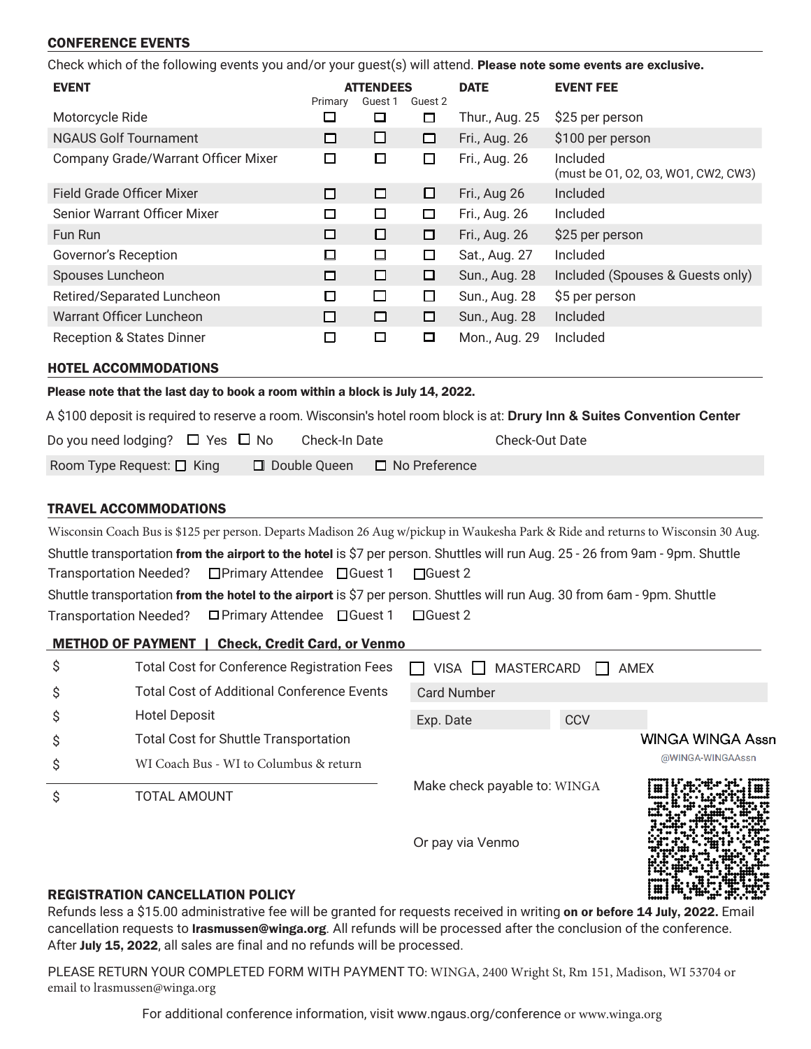## CONFERENCE EVENTS

Check which of the following events you and/or your guest(s) will attend. **Please note some events are exclusive.**

| EVENT | ATTENDEES Primary | Guest 1 | Guest 2 | DATE | EVENT FEE |
|---|---|---|---|---|---|
| Motorcycle Ride | ☐ | ☐ | ☐ | Thur., Aug. 25 | $25 per person |
| NGAUS Golf Tournament | ☐ | ☐ | ☐ | Fri., Aug. 26 | $100 per person |
| Company Grade/Warrant Officer Mixer | ☐ | ☐ | ☐ | Fri., Aug. 26 | Included (must be O1, O2, O3, WO1, CW2, CW3) |
| Field Grade Officer Mixer | ☐ | ☐ | ☐ | Fri., Aug 26 | Included |
| Senior Warrant Officer Mixer | ☐ | ☐ | ☐ | Fri., Aug. 26 | Included |
| Fun Run | ☐ | ☐ | ☐ | Fri., Aug. 26 | $25 per person |
| Governor's Reception | ☐ | ☐ | ☐ | Sat., Aug. 27 | Included |
| Spouses Luncheon | ☐ | ☐ | ☐ | Sun., Aug. 28 | Included (Spouses & Guests only) |
| Retired/Separated Luncheon | ☐ | ☐ | ☐ | Sun., Aug. 28 | $5 per person |
| Warrant Officer Luncheon | ☐ | ☐ | ☐ | Sun., Aug. 28 | Included |
| Reception & States Dinner | ☐ | ☐ | ☐ | Mon., Aug. 29 | Included |

## HOTEL ACCOMMODATIONS

**Please note that the last day to book a room within a block is July 14, 2022.**

A $100 deposit is required to reserve a room. Wisconsin's hotel room block is at: **Drury Inn & Suites Convention Center**

Do you need lodging? ☐ Yes ☐ No Check-In Date Check-Out Date

Room Type Request: ☐ King ☐ Double Queen ☐ No Preference

## TRAVEL ACCOMMODATIONS

Wisconsin Coach Bus is $125 per person. Departs Madison 26 Aug w/pickup in Waukesha Park & Ride and returns to Wisconsin 30 Aug.

Shuttle transportation **from the airport to the hotel** is $7 per person. Shuttles will run Aug. 25 - 26 from 9am - 9pm. Shuttle Transportation Needed? ☐Primary Attendee ☐Guest 1 ☐Guest 2

Shuttle transportation **from the hotel to the airport** is $7 per person. Shuttles will run Aug. 30 from 6am - 9pm. Shuttle Transportation Needed? ☐Primary Attendee ☐Guest 1 ☐Guest 2

## METHOD OF PAYMENT | Check, Credit Card, or Venmo

| | |
|---|---|
| $ | Total Cost for Conference Registration Fees |
| $ | Total Cost of Additional Conference Events |
| $ | Hotel Deposit |
| $ | Total Cost for Shuttle Transportation |
| $ | WI Coach Bus - WI to Columbus & return |
| $ | TOTAL AMOUNT |

☐ VISA ☐ MASTERCARD ☐ AMEX

Card Number

Exp. Date CCV

Make check payable to: WINGA

Or pay via Venmo

WINGA WINGA Assn
@WINGA-WINGAAssn

## REGISTRATION CANCELLATION POLICY

Refunds less a $15.00 administrative fee will be granted for requests received in writing **on or before 14 July, 2022.** Email cancellation requests to **lrasmussen@winga.org**. All refunds will be processed after the conclusion of the conference. After **July 15, 2022**, all sales are final and no refunds will be processed.

PLEASE RETURN YOUR COMPLETED FORM WITH PAYMENT TO: WINGA, 2400 Wright St, Rm 151, Madison, WI 53704 or email to lrasmussen@winga.org

For additional conference information, visit www.ngaus.org/conference or www.winga.org